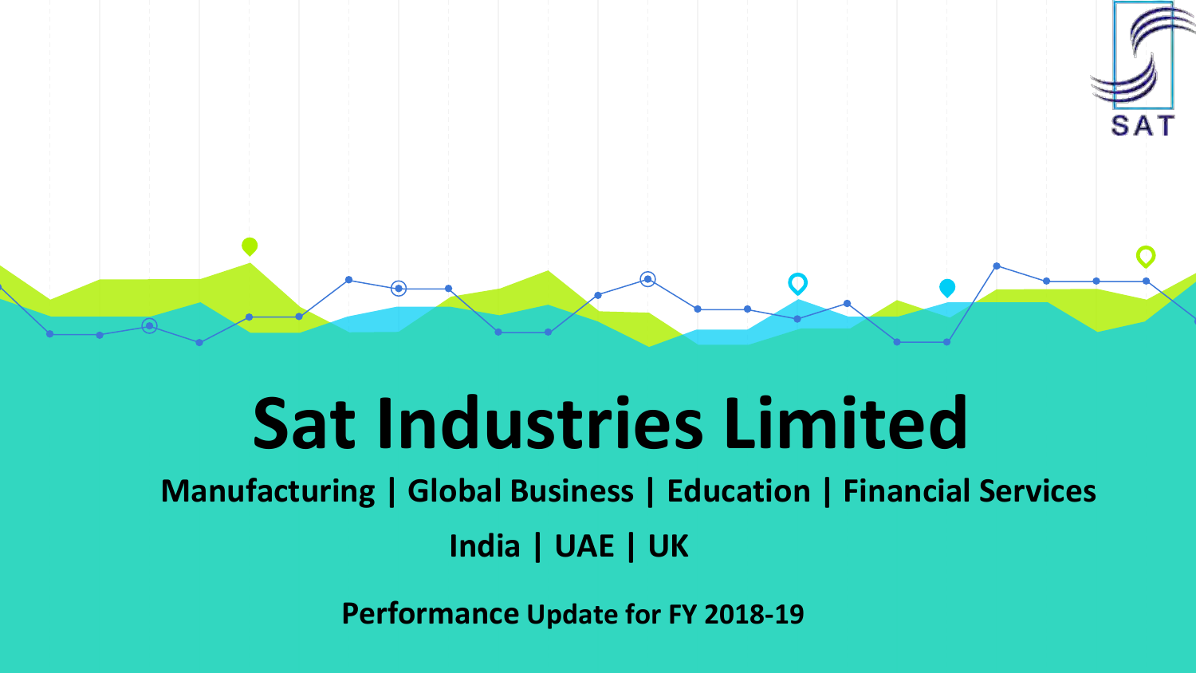SAT

# Sat Industries Limited

**Manufacturing | Global Business | Education | Financial Services**

**India | UAE | UK**

**Performance Update for FY 2018-19**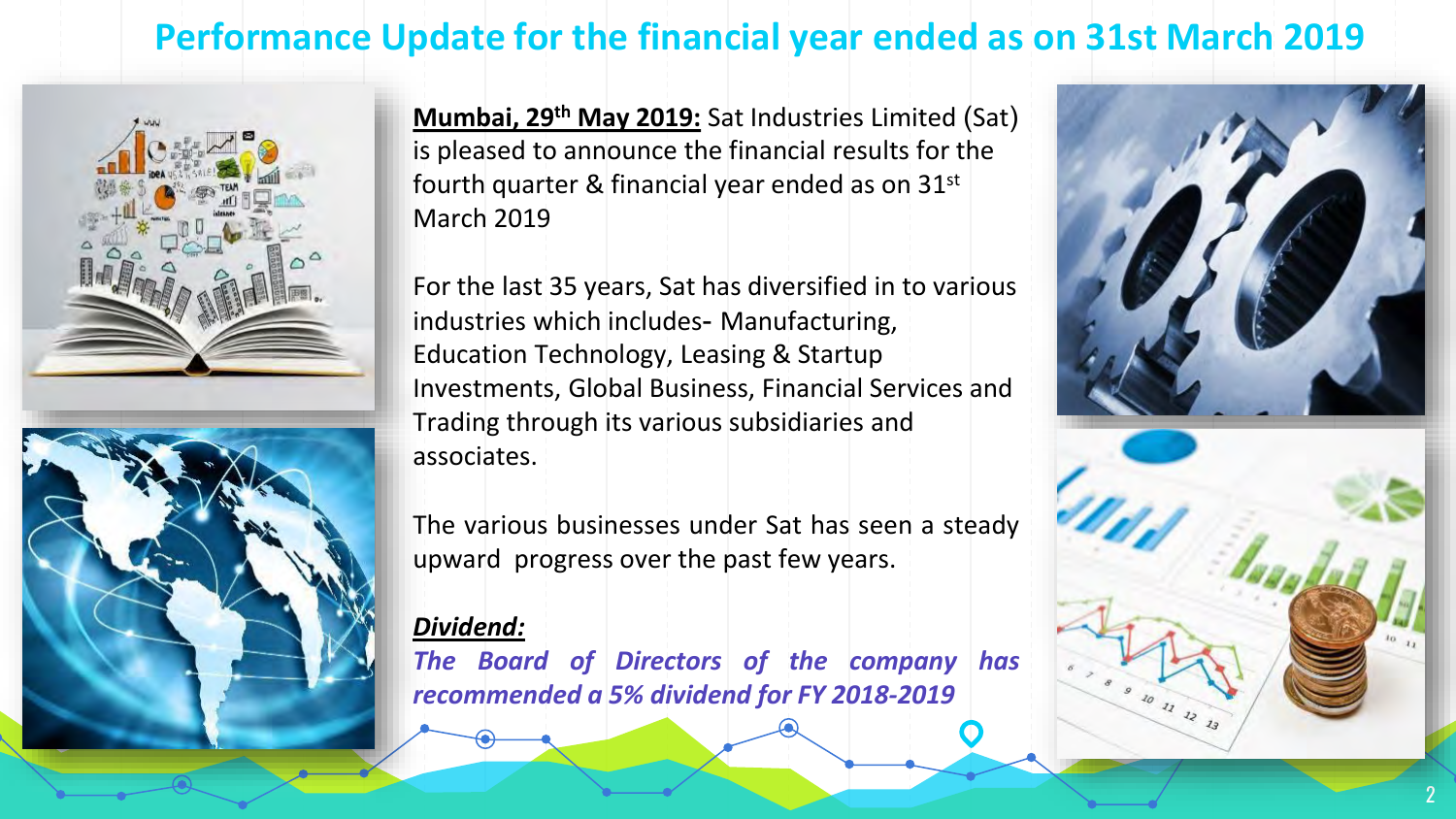# Performance Update for the financial year ended as on 31st March 2019

**Mumbai, 29th May 2019:** Sat Industries Limited (Sat) is pleased to announce the financial results for the fourth quarter & financial year ended as on 31st March 2019

For the last 35 years, Sat has diversified in to various industries which includes- Manufacturing, Education Technology, Leasing & Startup Investments, Global Business, Financial Services and Trading through its various subsidiaries and associates.

The various businesses under Sat has seen a steady upward progress over the past few years.

***Dividend:***

*The Board of Directors of the company has recommended a 5% dividend for FY 2018-2019*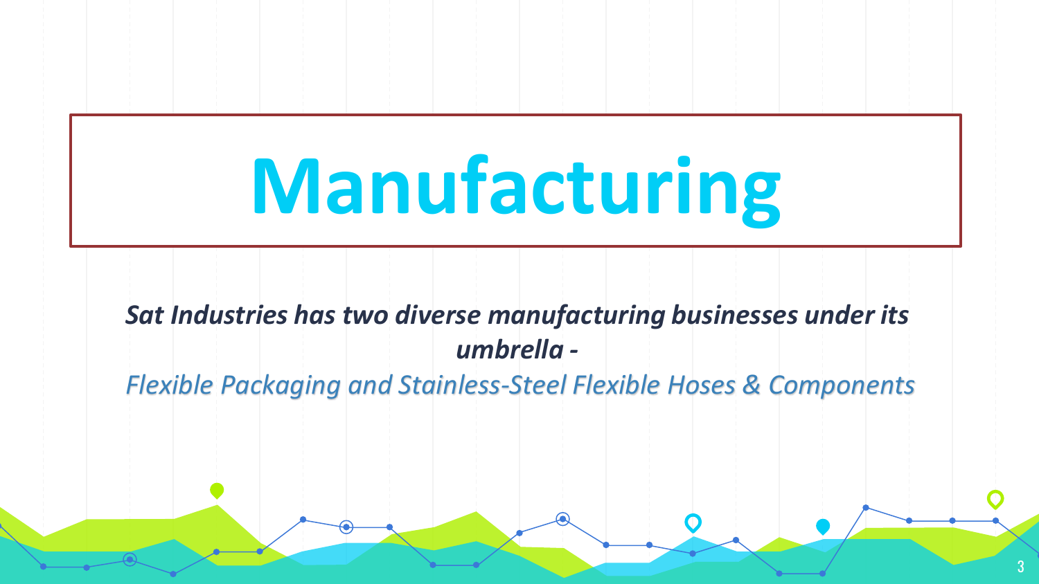# Manufacturing

***Sat Industries has two diverse manufacturing businesses under its umbrella -***

*Flexible Packaging and Stainless-Steel Flexible Hoses & Components*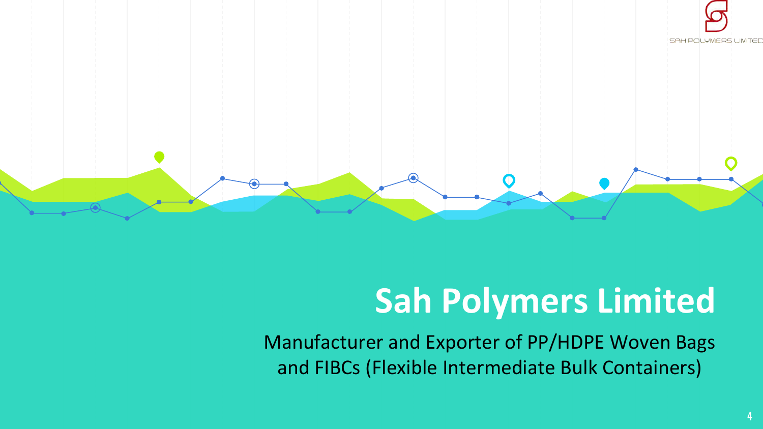# Sah Polymers Limited

Manufacturer and Exporter of PP/HDPE Woven Bags and FIBCs (Flexible Intermediate Bulk Containers)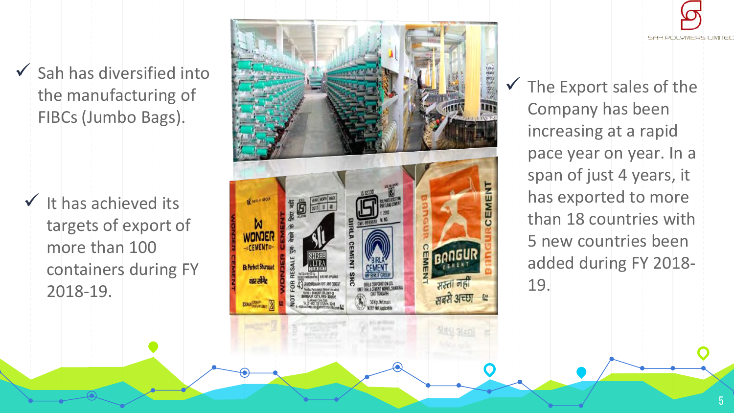- Sah has diversified into the manufacturing of FIBCs (Jumbo Bags).

- It has achieved its targets of export of more than 100 containers during FY 2018-19.

- The Export sales of the Company has been increasing at a rapid pace year on year. In a span of just 4 years, it has exported to more than 18 countries with 5 new countries been added during FY 2018-19.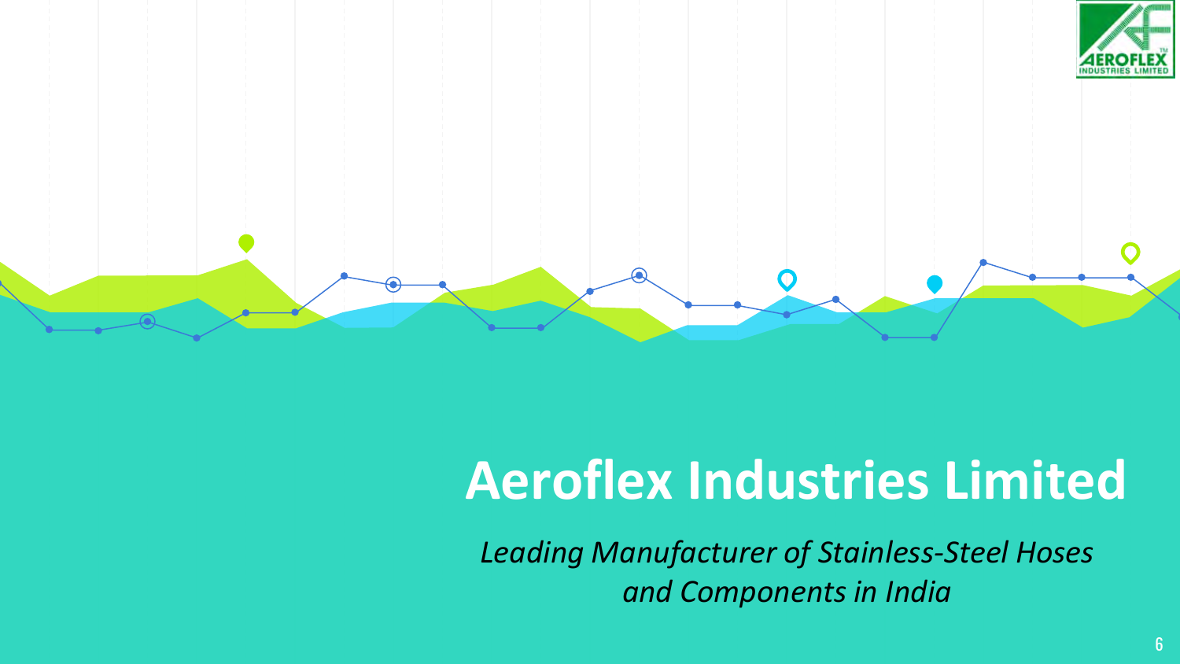# Aeroflex Industries Limited

*Leading Manufacturer of Stainless-Steel Hoses and Components in India*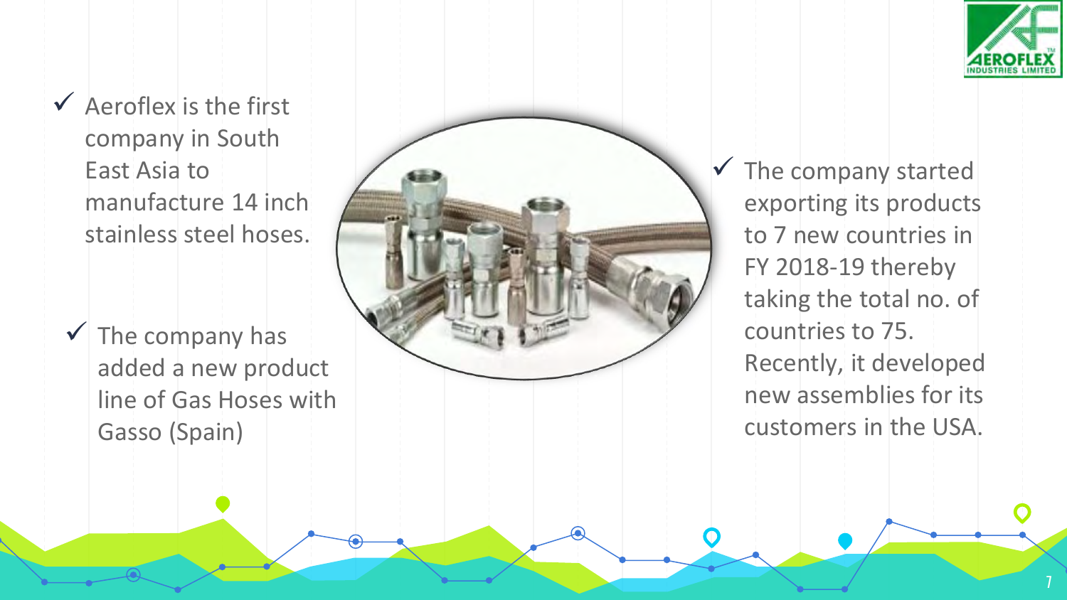- Aeroflex is the first company in South East Asia to manufacture 14 inch stainless steel hoses.

- The company has added a new product line of Gas Hoses with Gasso (Spain)

- The company started exporting its products to 7 new countries in FY 2018-19 thereby taking the total no. of countries to 75. Recently, it developed new assemblies for its customers in the USA.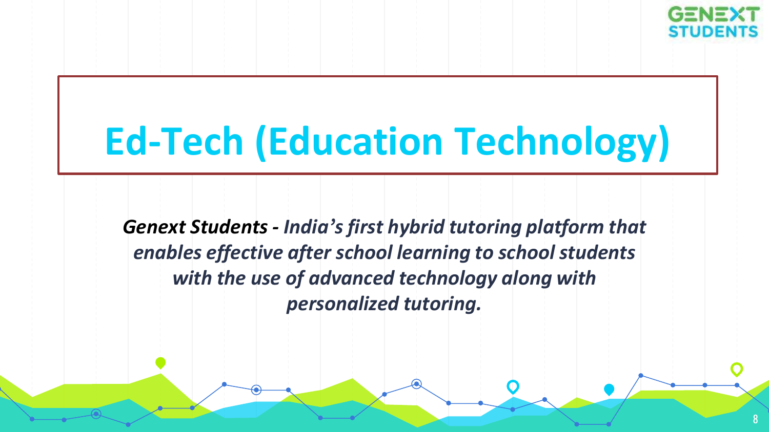# Ed-Tech (Education Technology)

***Genext Students** - India's first hybrid tutoring platform that enables effective after school learning to school students with the use of advanced technology along with personalized tutoring.*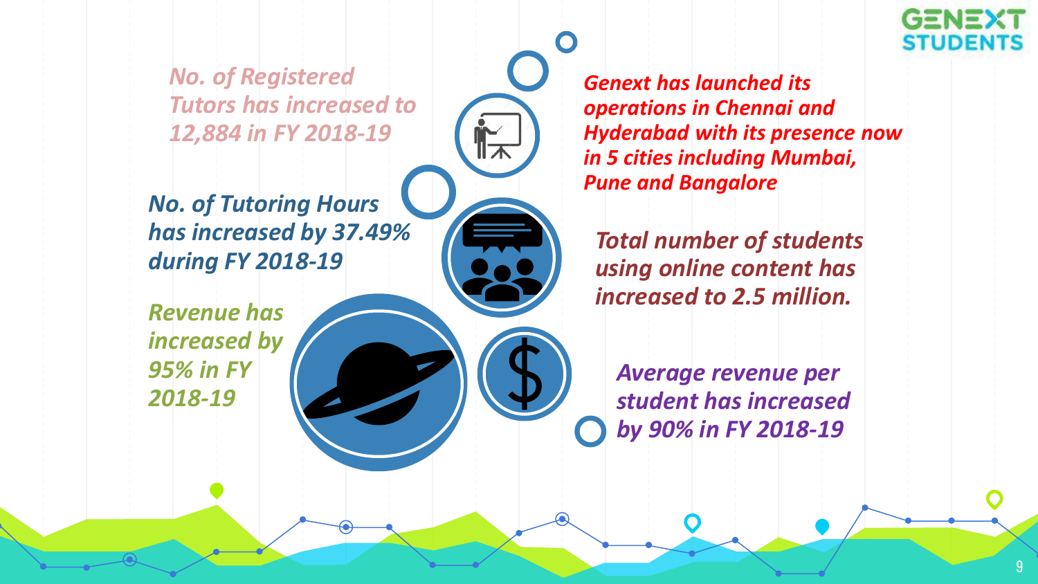*No. of Registered Tutors has increased to 12,884 in FY 2018-19*

***No. of Tutoring Hours has increased by 37.49% during FY 2018-19***

***Revenue has increased by 95% in FY 2018-19***

***Genext has launched its operations in Chennai and Hyderabad with its presence now in 5 cities including Mumbai, Pune and Bangalore***

***Total number of students using online content has increased to 2.5 million.***

***Average revenue per student has increased by 90% in FY 2018-19***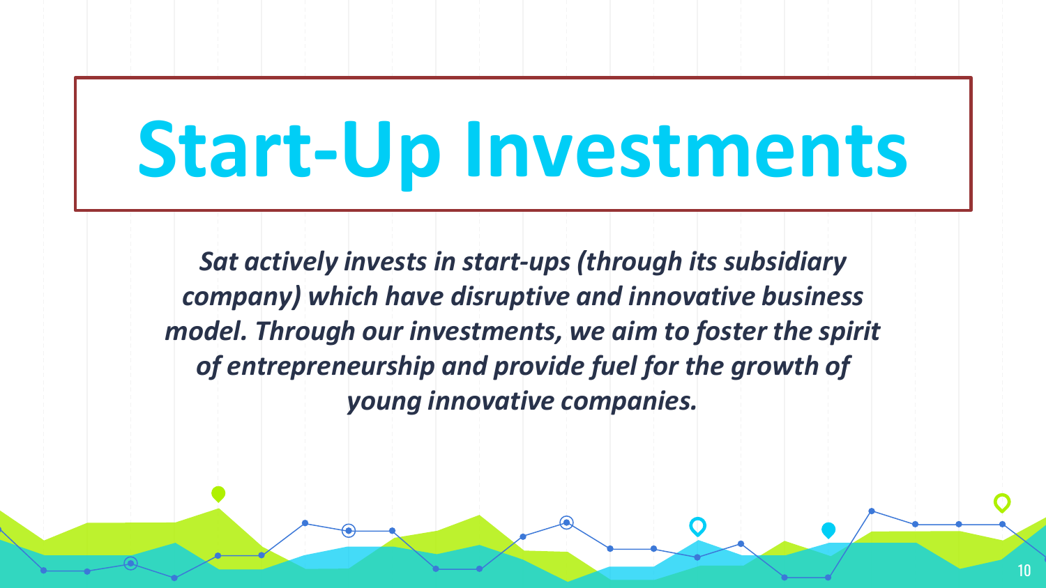# Start-Up Investments

***Sat actively invests in start-ups (through its subsidiary company) which have disruptive and innovative business model. Through our investments, we aim to foster the spirit of entrepreneurship and provide fuel for the growth of young innovative companies.***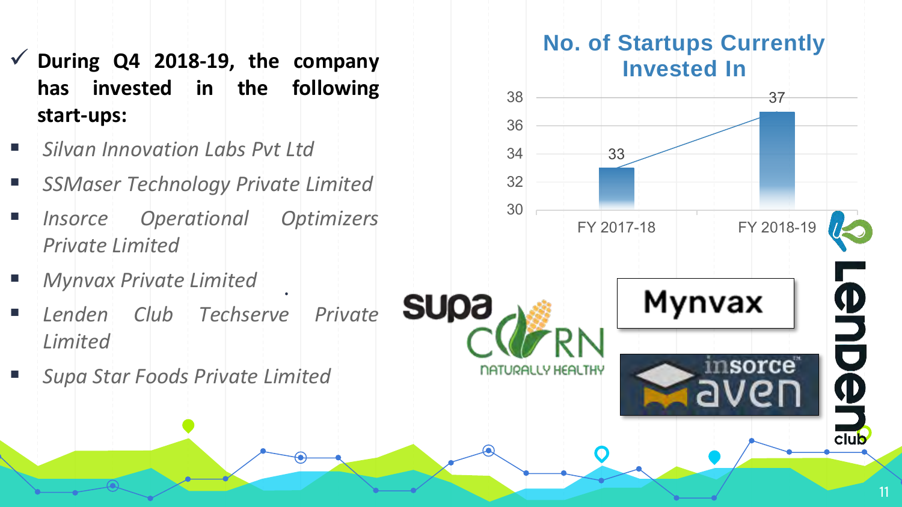✓ **During Q4 2018-19, the company has invested in the following start-ups:**

- *Silvan Innovation Labs Pvt Ltd*
- *SSMaser Technology Private Limited*
- *Insorce Operational Optimizers Private Limited*
- *Mynvax Private Limited*
- *Lenden Club Techserve Private Limited*
- *Supa Star Foods Private Limited*

## No. of Startups Currently Invested In

| Year | No. of Startups |
| --- | --- |
| FY 2017-18 | 33 |
| FY 2018-19 | 37 |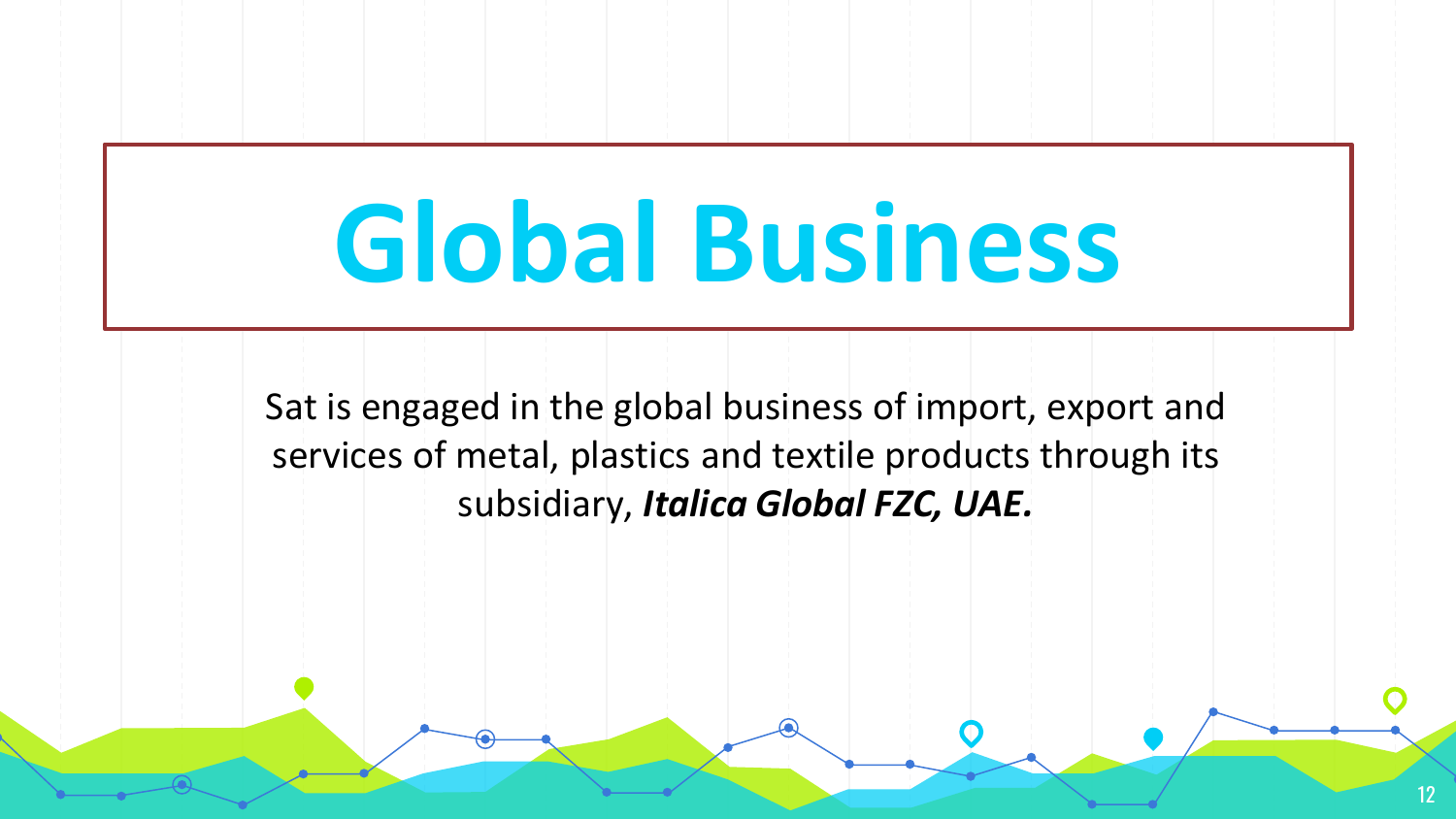# Global Business

Sat is engaged in the global business of import, export and services of metal, plastics and textile products through its subsidiary, ***Italica Global FZC, UAE.***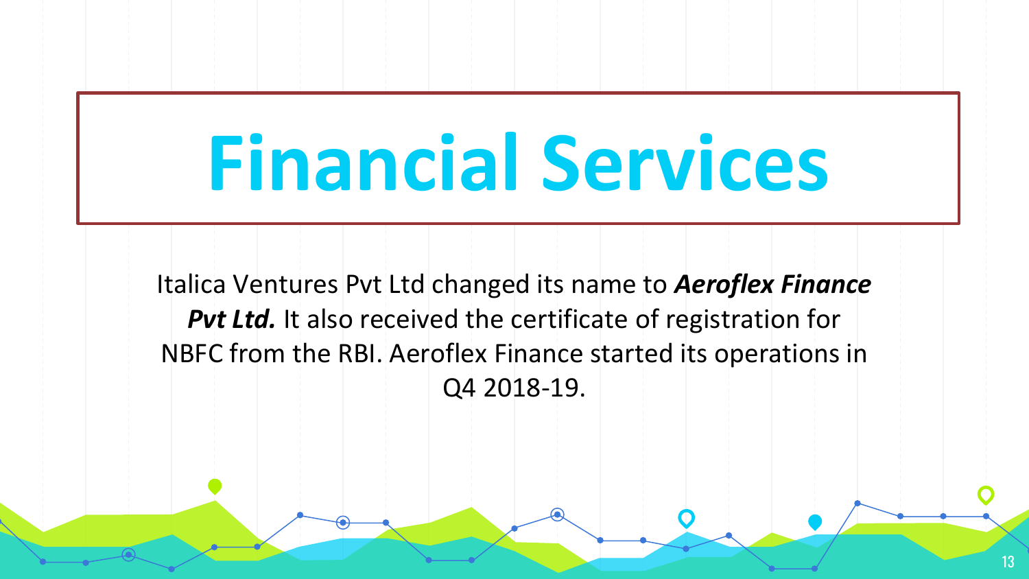# Financial Services

Italica Ventures Pvt Ltd changed its name to ***Aeroflex Finance Pvt Ltd.*** It also received the certificate of registration for NBFC from the RBI. Aeroflex Finance started its operations in Q4 2018-19.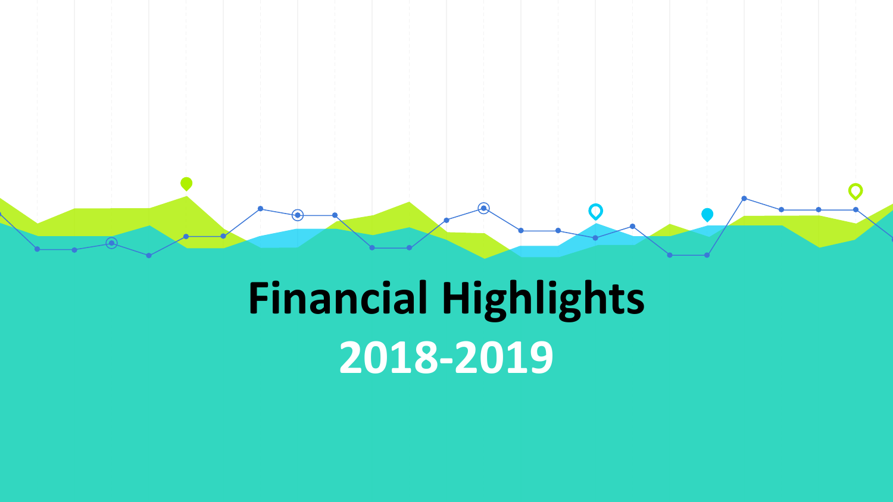# Financial Highlights

## 2018-2019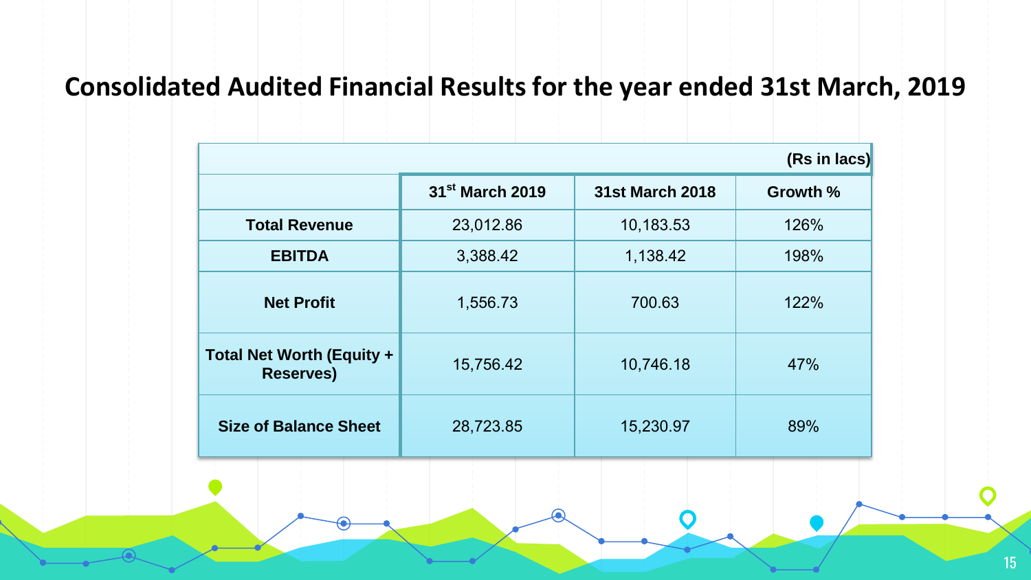# Consolidated Audited Financial Results for the year ended 31st March, 2019

(Rs in lacs)

| | 31st March 2019 | 31st March 2018 | Growth % |
|---|---|---|---|
| **Total Revenue** | 23,012.86 | 10,183.53 | 126% |
| **EBITDA** | 3,388.42 | 1,138.42 | 198% |
| **Net Profit** | 1,556.73 | 700.63 | 122% |
| **Total Net Worth (Equity + Reserves)** | 15,756.42 | 10,746.18 | 47% |
| **Size of Balance Sheet** | 28,723.85 | 15,230.97 | 89% |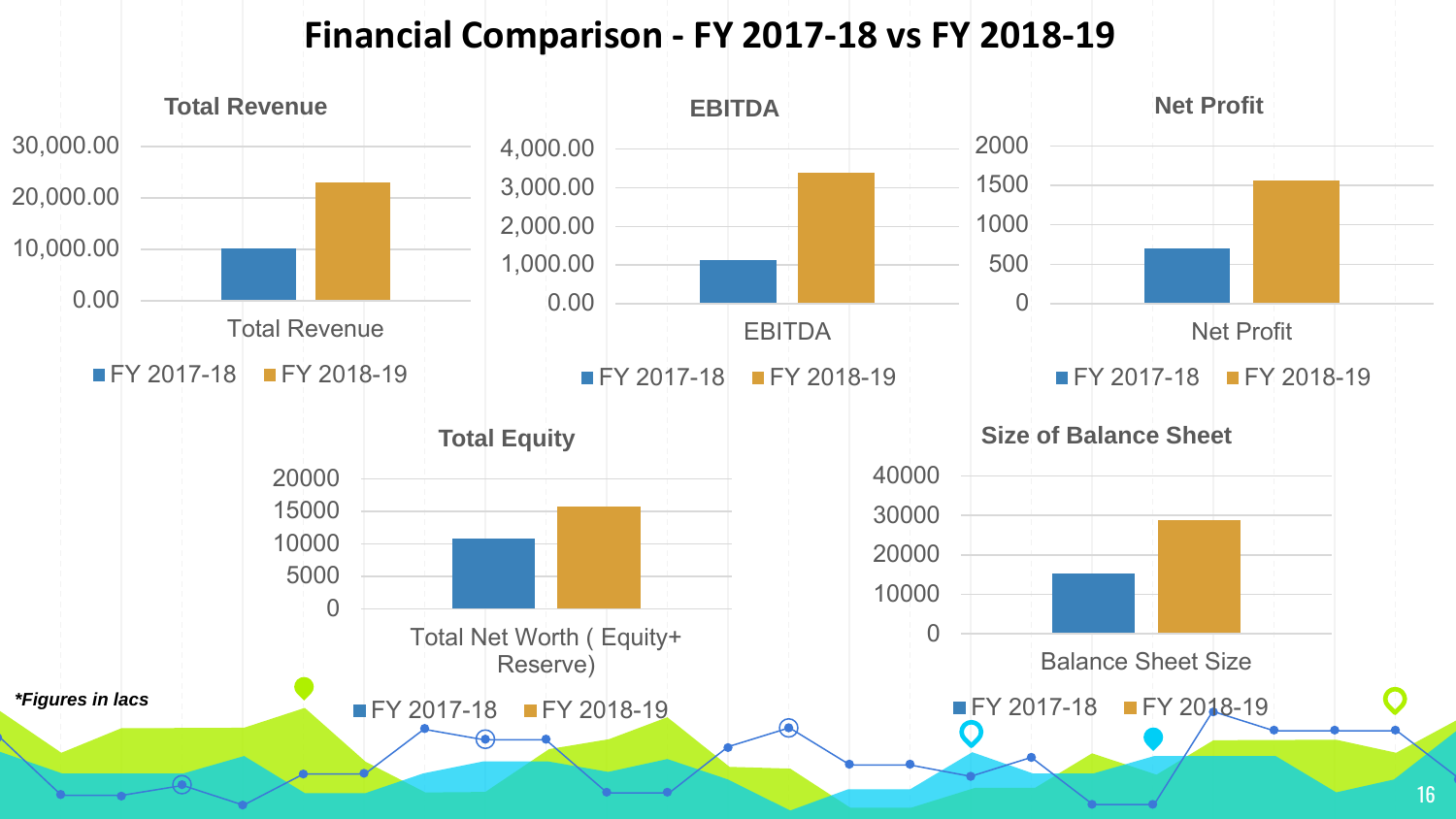# Financial Comparison - FY 2017-18 vs FY 2018-19

### Total Revenue

30,000.00
20,000.00
10,000.00
0.00

Total Revenue

■ FY 2017-18 ■ FY 2018-19

### EBITDA

4,000.00
3,000.00
2,000.00
1,000.00
0.00

EBITDA

■ FY 2017-18 ■ FY 2018-19

### Net Profit

2000
1500
1000
500
0

Net Profit

■ FY 2017-18 ■ FY 2018-19

### Total Equity

20000
15000
10000
5000
0

Total Net Worth ( Equity+ Reserve)

■ FY 2017-18 ■ FY 2018-19

### Size of Balance Sheet

40000
30000
20000
10000
0

Balance Sheet Size

■ FY 2017-18 ■ FY 2018-19

***Figures in lacs***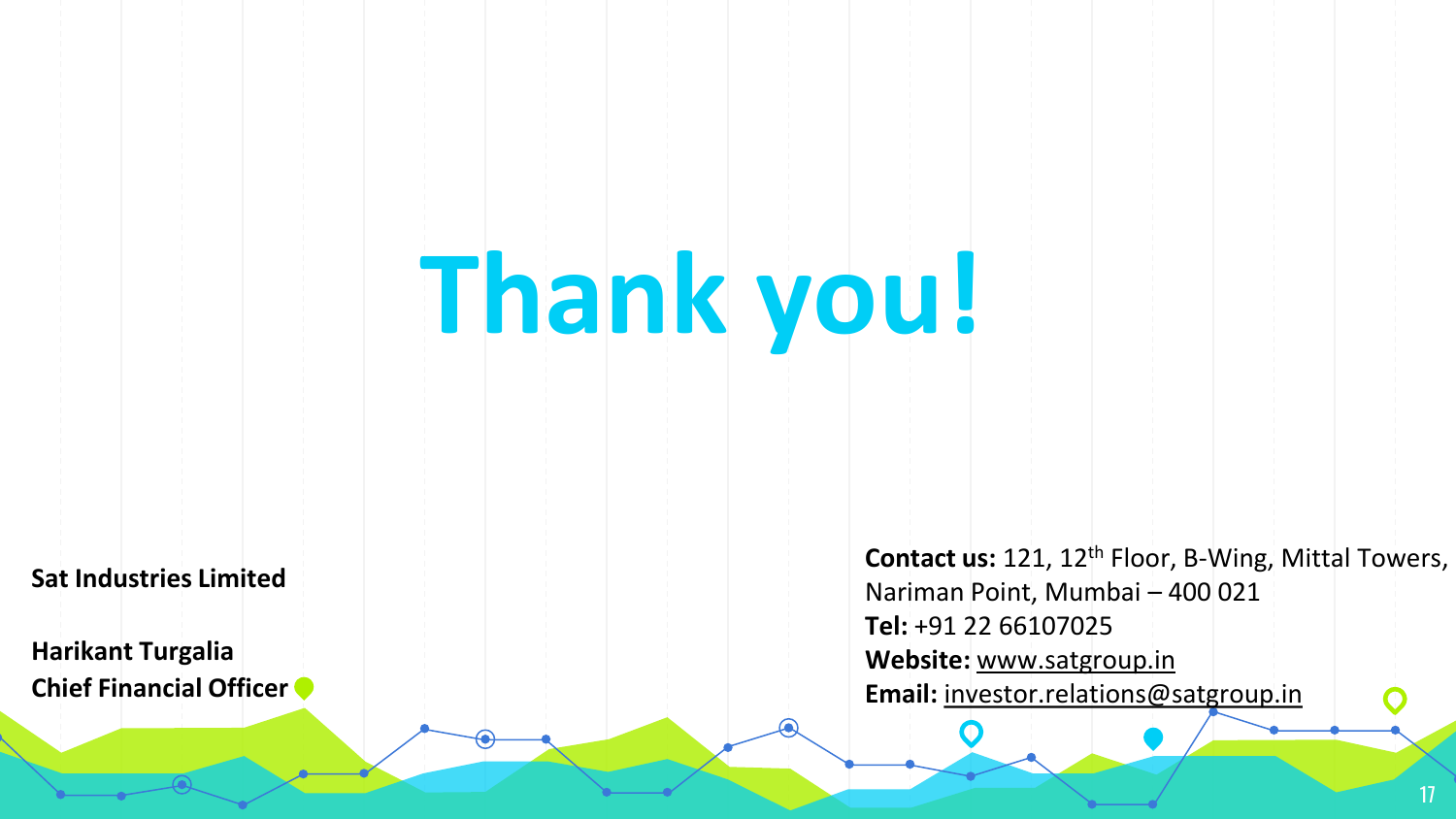# Thank you!

**Sat Industries Limited**

**Harikant Turgalia**
**Chief Financial Officer**

**Contact us:** 121, 12th Floor, B-Wing, Mittal Towers, Nariman Point, Mumbai – 400 021
**Tel:** +91 22 66107025
**Website:** www.satgroup.in
**Email:** investor.relations@satgroup.in